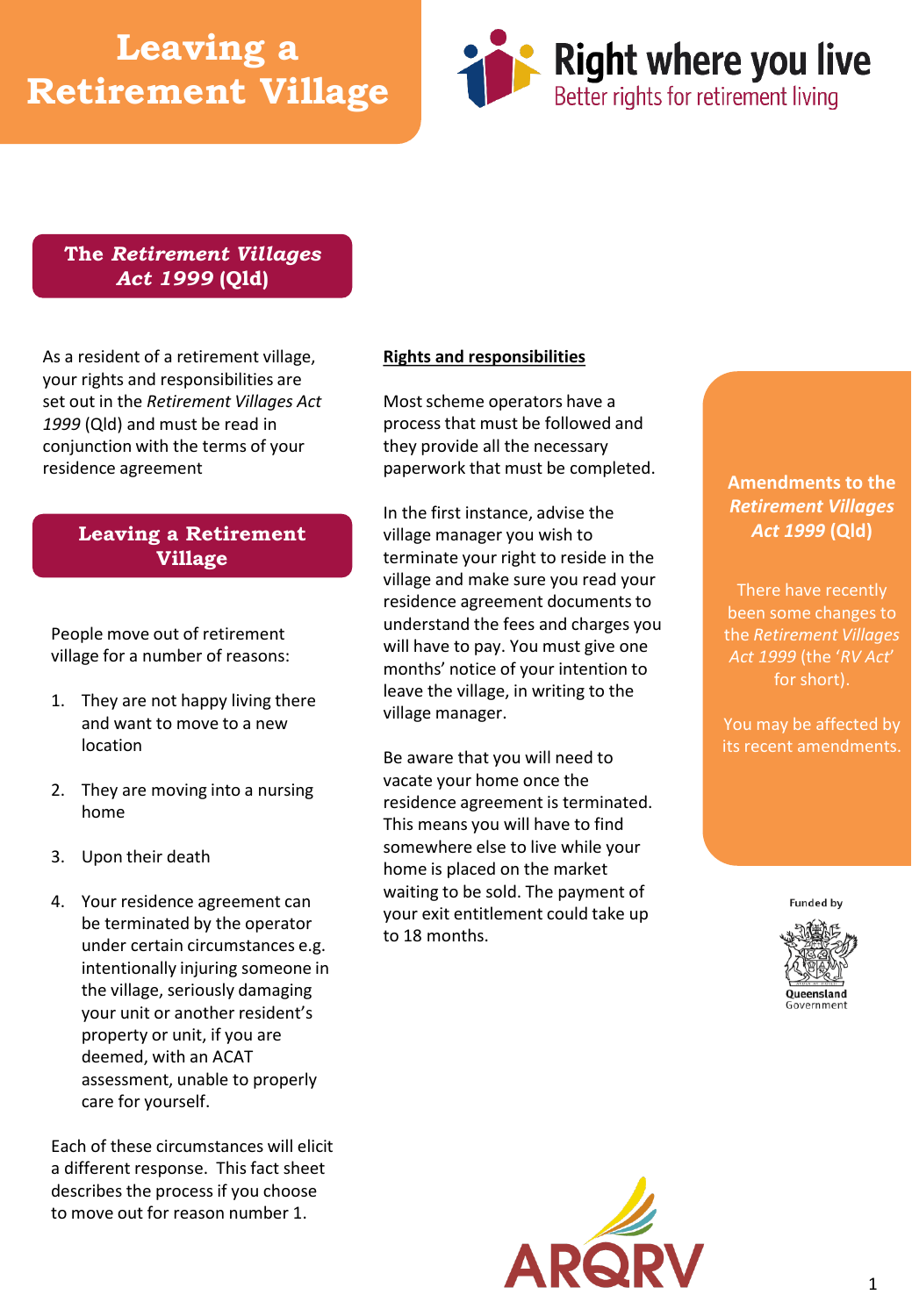# Leaving a Retirement Village

Right where you live
Better rights for retirement living

## The *Retirement Villages Act 1999* (Qld)

As a resident of a retirement village, your rights and responsibilities are set out in the *Retirement Villages Act 1999* (Qld) and must be read in conjunction with the terms of your residence agreement

## Leaving a Retirement Village

People move out of retirement village for a number of reasons:

1. They are not happy living there and want to move to a new location
2. They are moving into a nursing home
3. Upon their death
4. Your residence agreement can be terminated by the operator under certain circumstances e.g. intentionally injuring someone in the village, seriously damaging your unit or another resident's property or unit, if you are deemed, with an ACAT assessment, unable to properly care for yourself.

Each of these circumstances will elicit a different response. This fact sheet describes the process if you choose to move out for reason number 1.

**Rights and responsibilities**

Most scheme operators have a process that must be followed and they provide all the necessary paperwork that must be completed.

In the first instance, advise the village manager you wish to terminate your right to reside in the village and make sure you read your residence agreement documents to understand the fees and charges you will have to pay. You must give one months' notice of your intention to leave the village, in writing to the village manager.

Be aware that you will need to vacate your home once the residence agreement is terminated. This means you will have to find somewhere else to live while your home is placed on the market waiting to be sold. The payment of your exit entitlement could take up to 18 months.

**Amendments to the *Retirement Villages Act 1999* (Qld)**

There have recently been some changes to the *Retirement Villages Act 1999* (the '*RV Act*' for short).

You may be affected by its recent amendments.

Funded by Queensland Government

ARQRV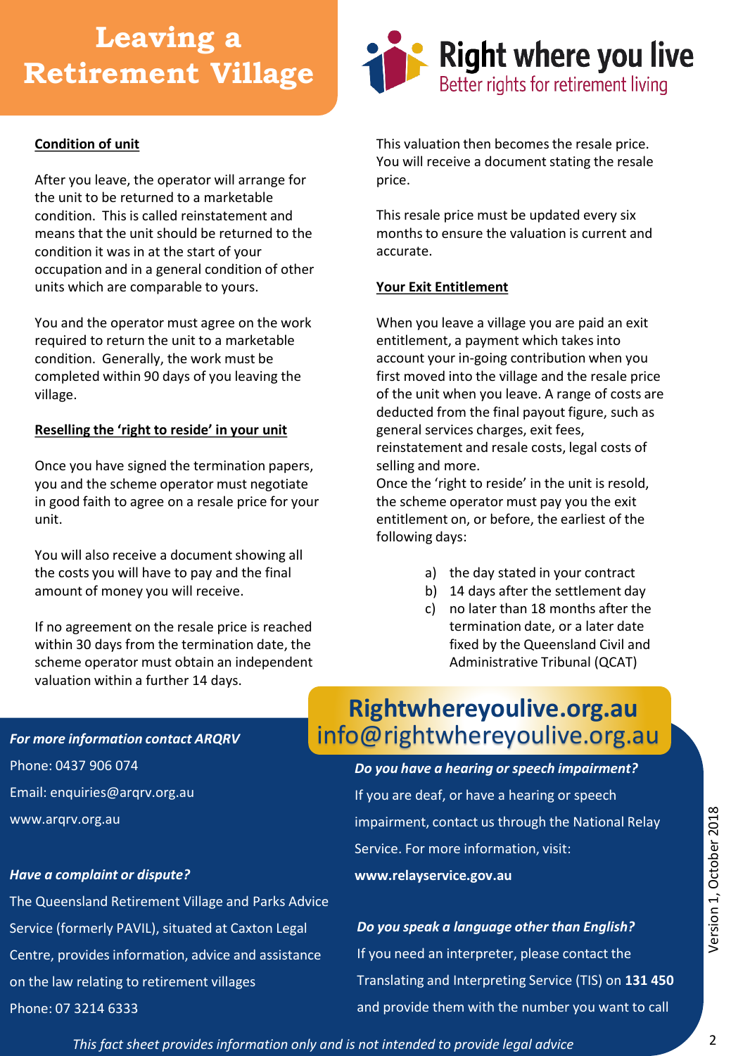# Leaving a Retirement Village

**Right where you live**
Better rights for retirement living

**Condition of unit**

After you leave, the operator will arrange for the unit to be returned to a marketable condition. This is called reinstatement and means that the unit should be returned to the condition it was in at the start of your occupation and in a general condition of other units which are comparable to yours.

You and the operator must agree on the work required to return the unit to a marketable condition. Generally, the work must be completed within 90 days of you leaving the village.

**Reselling the 'right to reside' in your unit**

Once you have signed the termination papers, you and the scheme operator must negotiate in good faith to agree on a resale price for your unit.

You will also receive a document showing all the costs you will have to pay and the final amount of money you will receive.

If no agreement on the resale price is reached within 30 days from the termination date, the scheme operator must obtain an independent valuation within a further 14 days.

This valuation then becomes the resale price. You will receive a document stating the resale price.

This resale price must be updated every six months to ensure the valuation is current and accurate.

**Your Exit Entitlement**

When you leave a village you are paid an exit entitlement, a payment which takes into account your in-going contribution when you first moved into the village and the resale price of the unit when you leave. A range of costs are deducted from the final payout figure, such as general services charges, exit fees, reinstatement and resale costs, legal costs of selling and more.
Once the 'right to reside' in the unit is resold, the scheme operator must pay you the exit entitlement on, or before, the earliest of the following days:

a) the day stated in your contract
b) 14 days after the settlement day
c) no later than 18 months after the termination date, or a later date fixed by the Queensland Civil and Administrative Tribunal (QCAT)

**Rightwhereyoulive.org.au**
info@rightwhereyoulive.org.au

***For more information contact ARQRV***

Phone: 0437 906 074

Email: enquiries@arqrv.org.au

www.arqrv.org.au

***Have a complaint or dispute?***

The Queensland Retirement Village and Parks Advice Service (formerly PAVIL), situated at Caxton Legal Centre, provides information, advice and assistance on the law relating to retirement villages

Phone: 07 3214 6333

***Do you have a hearing or speech impairment?***

If you are deaf, or have a hearing or speech impairment, contact us through the National Relay Service. For more information, visit:

**www.relayservice.gov.au**

***Do you speak a language other than English?***

If you need an interpreter, please contact the Translating and Interpreting Service (TIS) on **131 450** and provide them with the number you want to call

Version 1, October 2018

*This fact sheet provides information only and is not intended to provide legal advice*